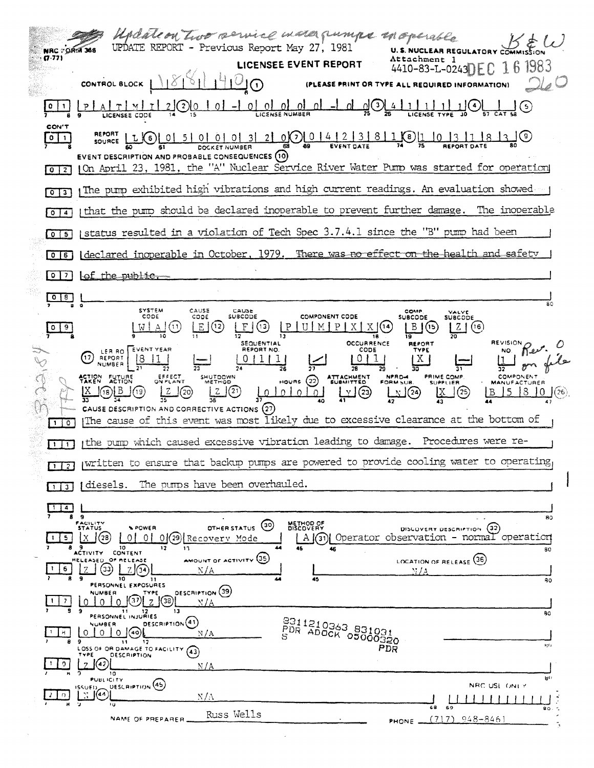*Update on two service water pumps inoperable* — *B&W*

NRC FORM 366 (7-77)

UPDATE REPORT - Previous Report May 27, 1981

U.S. NUCLEAR REGULATORY COMMISSION

# LICENSEE EVENT REPORT

Attachment 1
4410-83-L-0243

DEC 16 1983

*260*

CONTROL BLOCK: 1 8 8 1 4 0 (1) (PLEASE PRINT OR TYPE ALL REQUIRED INFORMATION)

| | |
|---|---|
| 01 LICENSEE CODE | P A T M I 2 (2) |
| LICENSE NUMBER | 0 0 - 0 0 0 0 0 - 0 0 (3) |
| LICENSE TYPE | 4 1 1 1 1 (4) |
| CAT | (5) |
| CON'T REPORT SOURCE | L (6) |
| DOCKET NUMBER | 0 5 0 0 0 3 2 0 (7) |
| EVENT DATE | 0 4 2 3 8 1 (8) |
| REPORT DATE | 1 0 3 1 8 3 (9) |

**EVENT DESCRIPTION AND PROBABLE CONSEQUENCES (10)**

On April 23, 1981, the "A" Nuclear Service River Water Pump was started for operation. The pump exhibited high vibrations and high current readings. An evaluation showed that the pump should be declared inoperable to prevent further damage. The inoperable status resulted in a violation of Tech Spec 3.7.4.1 since the "B" pump had been declared inoperable in October, 1979. ~~There was no effect on the health and safety of the public.~~

| SYSTEM CODE | CAUSE CODE | CAUSE SUBCODE | COMPONENT CODE | COMP. SUBCODE | VALVE SUBCODE |
|---|---|---|---|---|---|
| W A (11) | E (12) | F (13) | P U M P X X (14) | B (15) | Z (16) |

| LER/RO REPORT NUMBER (17) | EVENT YEAR | | SEQUENTIAL REPORT NO. | | OCCURRENCE CODE | REPORT TYPE | | REVISION NO. |
|---|---|---|---|---|---|---|---|---|
| | 8 1 | — | 0 1 1 | / | 0 1 | X | — | 1 *Rev. 0 on file* |

| ACTION TAKEN | FUTURE ACTION | EFFECT ON PLANT | SHUTDOWN METHOD | HOURS (22) | ATTACHMENT SUBMITTED | NPRD-4 FORM SUB. | PRIME COMP. SUPPLIER | COMPONENT MANUFACTURER |
|---|---|---|---|---|---|---|---|---|
| X (18) | B (19) | Z (20) | Z (21) | 0 0 0 0 0 | Y (23) | N (24) | X (25) | B 5 8 0 (26) |

**CAUSE DESCRIPTION AND CORRECTIVE ACTIONS (27)**

The cause of this event was most likely due to excessive clearance at the bottom of the pump which caused excessive vibration leading to damage. Procedures were rewritten to ensure that backup pumps are powered to provide cooling water to operating diesels. The pumps have been overhauled.

| FACILITY STATUS | % POWER | OTHER STATUS (30) | METHOD OF DISCOVERY | DISCOVERY DESCRIPTION (32) |
|---|---|---|---|---|
| X (28) | 0 0 0 (29) | Recovery Mode | A (31) | Operator observation - normal operation |

| ACTIVITY RELEASED | CONTENT OF RELEASE | AMOUNT OF ACTIVITY (35) | LOCATION OF RELEASE (36) |
|---|---|---|---|
| Z (33) | Z (34) | N/A | N/A |

PERSONNEL EXPOSURES — NUMBER: 0 0 0 (37) TYPE: Z (38) DESCRIPTION (39): N/A

PERSONNEL INJURIES — NUMBER: 0 0 0 (40) DESCRIPTION (41): N/A

8311210363 831031
PDR ADOCK 05000320
S PDR

LOSS OF OR DAMAGE TO FACILITY (43) — TYPE: Z (42) DESCRIPTION: N/A

PUBLICITY — ISSUED: N (44) DESCRIPTION (45): N/A

NRC USE ONLY

NAME OF PREPARER: Russ Wells PHONE: (717) 948-8461

*3-22-84 TFP*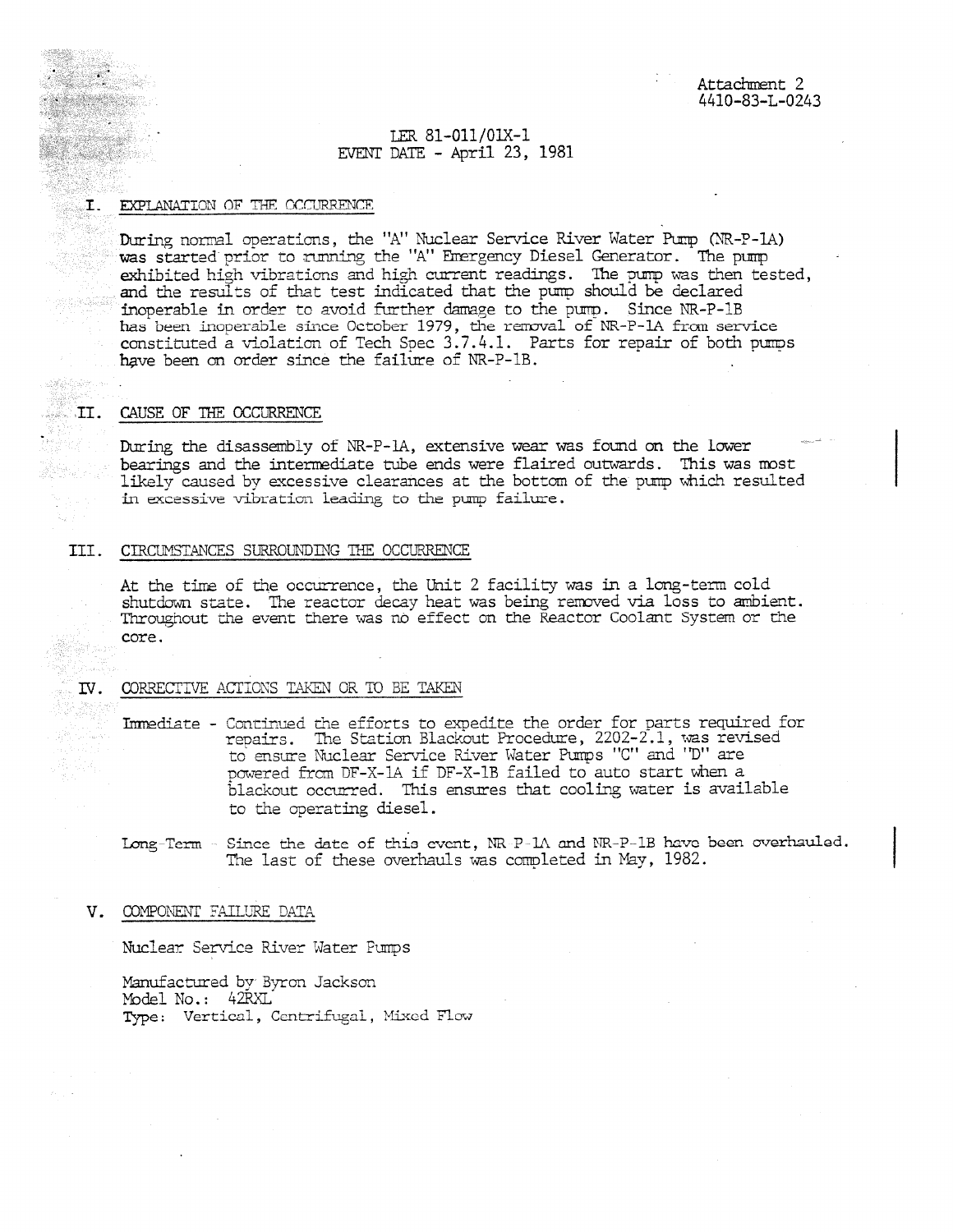Attachment 2
4410-83-L-0243

LER 81-011/01X-1
EVENT DATE - April 23, 1981

## I. EXPLANATION OF THE OCCURRENCE

During normal operations, the "A" Nuclear Service River Water Pump (NR-P-1A) was started prior to running the "A" Emergency Diesel Generator. The pump exhibited high vibrations and high current readings. The pump was then tested, and the results of that test indicated that the pump should be declared inoperable in order to avoid further damage to the pump. Since NR-P-1B has been inoperable since October 1979, the removal of NR-P-1A from service constituted a violation of Tech Spec 3.7.4.1. Parts for repair of both pumps have been on order since the failure of NR-P-1B.

## II. CAUSE OF THE OCCURRENCE

During the disassembly of NR-P-1A, extensive wear was found on the lower bearings and the intermediate tube ends were flaired outwards. This was most likely caused by excessive clearances at the bottom of the pump which resulted in excessive vibration leading to the pump failure.

## III. CIRCUMSTANCES SURROUNDING THE OCCURRENCE

At the time of the occurrence, the Unit 2 facility was in a long-term cold shutdown state. The reactor decay heat was being removed via loss to ambient. Throughout the event there was no effect on the Reactor Coolant System or the core.

## IV. CORRECTIVE ACTIONS TAKEN OR TO BE TAKEN

Immediate - Continued the efforts to expedite the order for parts required for repairs. The Station Blackout Procedure, 2202-2.1, was revised to ensure Nuclear Service River Water Pumps "C" and "D" are powered from DF-X-1A if DF-X-1B failed to auto start when a blackout occurred. This ensures that cooling water is available to the operating diesel.

Long-Term - Since the date of this event, NR-P-1A and NR-P-1B have been overhauled. The last of these overhauls was completed in May, 1982.

## V. COMPONENT FAILURE DATA

Nuclear Service River Water Pumps

Manufactured by Byron Jackson
Model No.: 42RXL
Type: Vertical, Centrifugal, Mixed Flow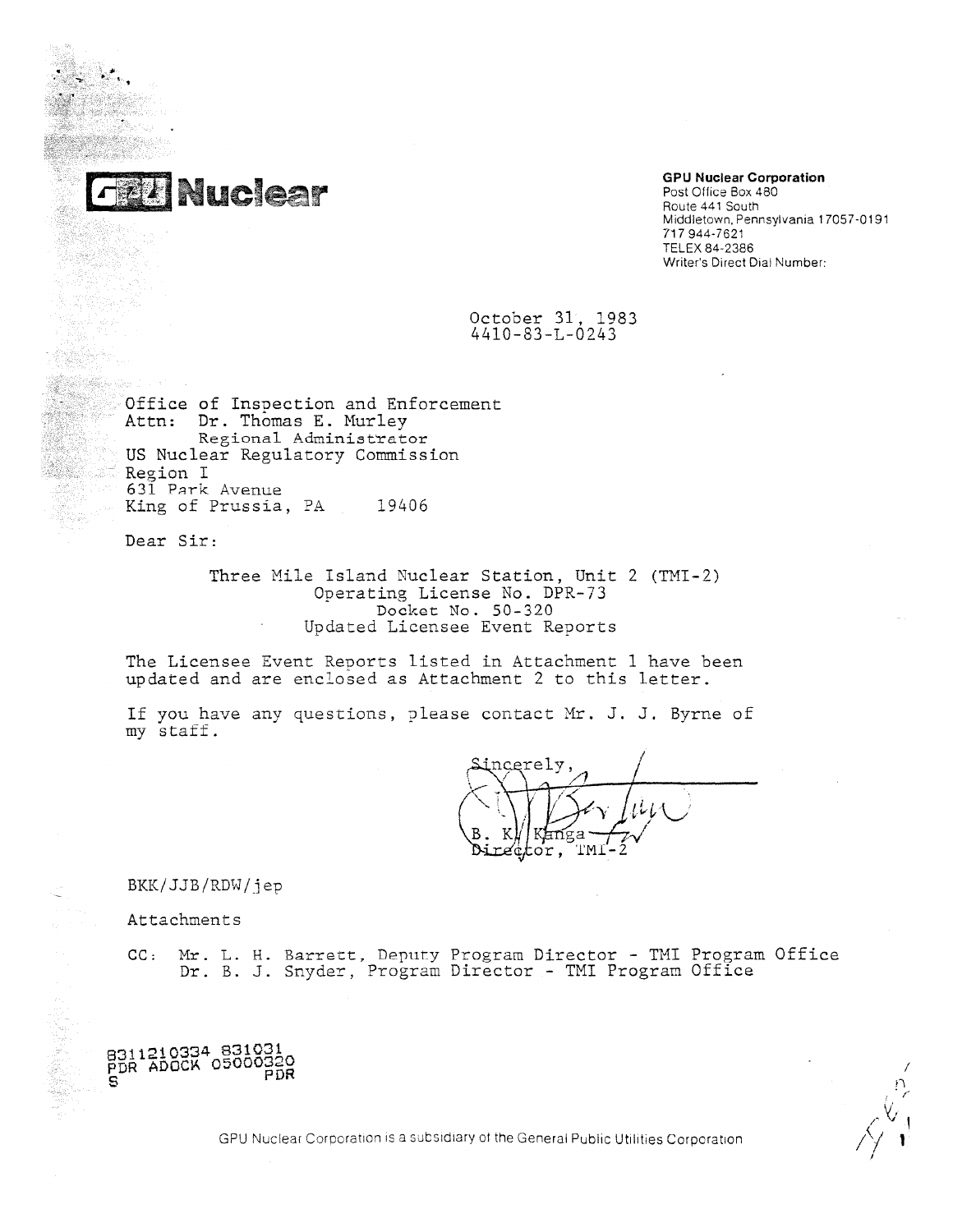**GPU Nuclear**

**GPU Nuclear Corporation**
Post Office Box 480
Route 441 South
Middletown, Pennsylvania 17057-0191
717 944-7621
TELEX 84-2386
Writer's Direct Dial Number:

October 31, 1983
4410-83-L-0243

Office of Inspection and Enforcement
Attn: Dr. Thomas E. Murley
Regional Administrator
US Nuclear Regulatory Commission
Region I
631 Park Avenue
King of Prussia, PA 19406

Dear Sir:

Three Mile Island Nuclear Station, Unit 2 (TMI-2)
Operating License No. DPR-73
Docket No. 50-320
Updated Licensee Event Reports

The Licensee Event Reports listed in Attachment 1 have been updated and are enclosed as Attachment 2 to this letter.

If you have any questions, please contact Mr. J. J. Byrne of my staff.

Sincerely,

B. K. Kanga
Director, TMI-2

BKK/JJB/RDW/jep

Attachments

CC: Mr. L. H. Barrett, Deputy Program Director - TMI Program Office
Dr. B. J. Snyder, Program Director - TMI Program Office

8311210334 831031
PDR ADOCK 05000320
S PDR

GPU Nuclear Corporation is a subsidiary of the General Public Utilities Corporation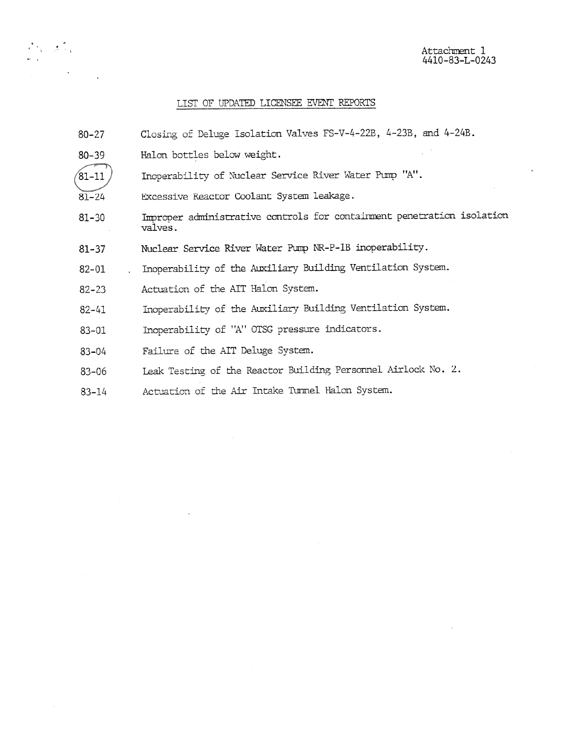Attachment 1
4410-83-L-0243

## LIST OF UPDATED LICENSEE EVENT REPORTS

| | |
|---|---|
| 80-27 | Closing of Deluge Isolation Valves FS-V-4-22B, 4-23B, and 4-24B. |
| 80-39 | Halon bottles below weight. |
| 81-11 | Inoperability of Nuclear Service River Water Pump "A". |
| 81-24 | Excessive Reactor Coolant System leakage. |
| 81-30 | Improper administrative controls for containment penetration isolation valves. |
| 81-37 | Nuclear Service River Water Pump NR-P-1B inoperability. |
| 82-01 | Inoperability of the Auxiliary Building Ventilation System. |
| 82-23 | Actuation of the AIT Halon System. |
| 82-41 | Inoperability of the Auxiliary Building Ventilation System. |
| 83-01 | Inoperability of "A" OTSG pressure indicators. |
| 83-04 | Failure of the AIT Deluge System. |
| 83-06 | Leak Testing of the Reactor Building Personnel Airlock No. 2. |
| 83-14 | Actuation of the Air Intake Tunnel Halon System. |